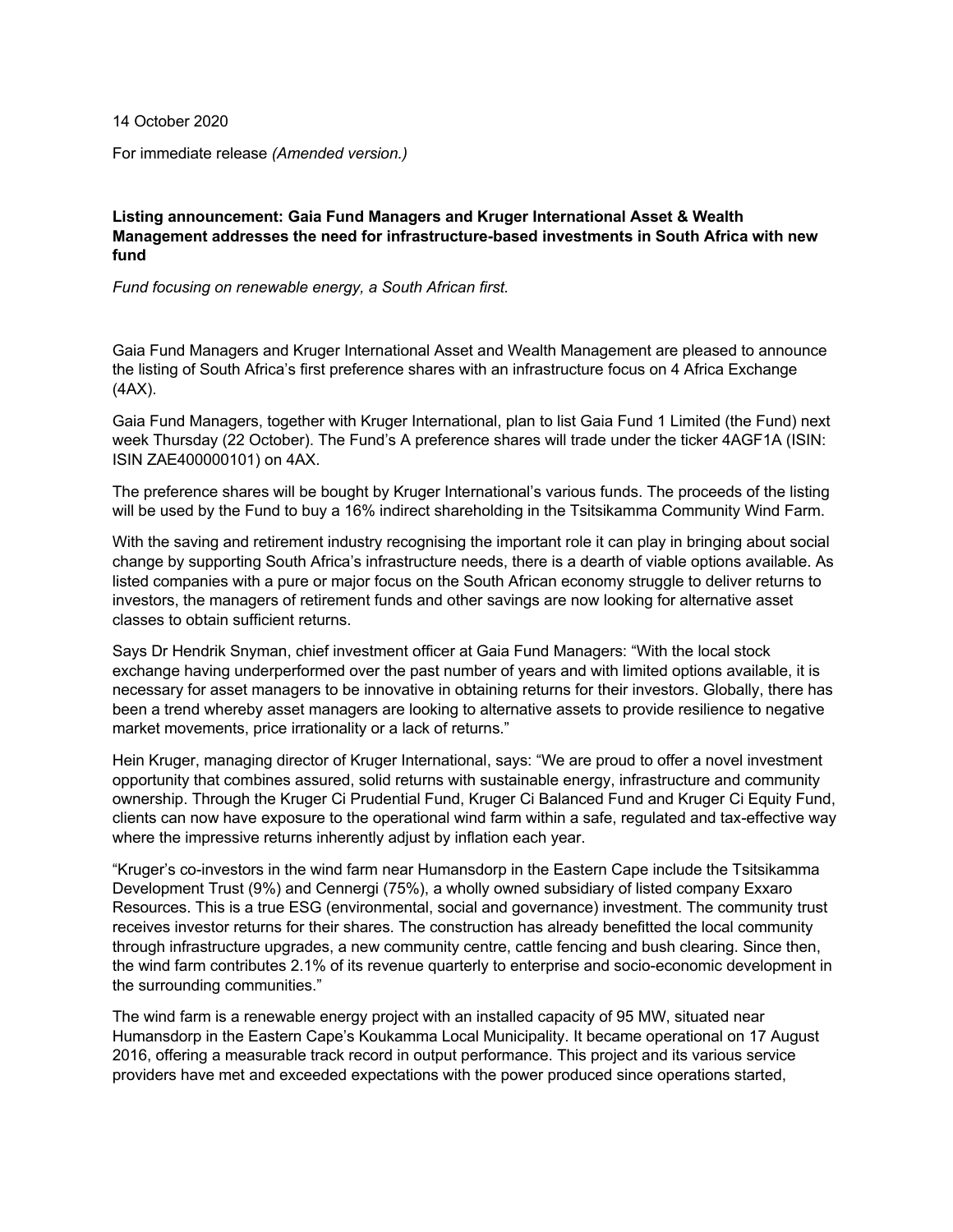14 October 2020

For immediate release *(Amended version.)*

**Listing announcement: Gaia Fund Managers and Kruger International Asset & Wealth Management addresses the need for infrastructure-based investments in South Africa with new fund**

*Fund focusing on renewable energy, a South African first.*

Gaia Fund Managers and Kruger International Asset and Wealth Management are pleased to announce the listing of South Africa's first preference shares with an infrastructure focus on 4 Africa Exchange (4AX).

Gaia Fund Managers, together with Kruger International, plan to list Gaia Fund 1 Limited (the Fund) next week Thursday (22 October). The Fund's A preference shares will trade under the ticker 4AGF1A (ISIN: ISIN ZAE400000101) on 4AX.

The preference shares will be bought by Kruger International's various funds. The proceeds of the listing will be used by the Fund to buy a 16% indirect shareholding in the Tsitsikamma Community Wind Farm.

With the saving and retirement industry recognising the important role it can play in bringing about social change by supporting South Africa's infrastructure needs, there is a dearth of viable options available. As listed companies with a pure or major focus on the South African economy struggle to deliver returns to investors, the managers of retirement funds and other savings are now looking for alternative asset classes to obtain sufficient returns.

Says Dr Hendrik Snyman, chief investment officer at Gaia Fund Managers: "With the local stock exchange having underperformed over the past number of years and with limited options available, it is necessary for asset managers to be innovative in obtaining returns for their investors. Globally, there has been a trend whereby asset managers are looking to alternative assets to provide resilience to negative market movements, price irrationality or a lack of returns."

Hein Kruger, managing director of Kruger International, says: "We are proud to offer a novel investment opportunity that combines assured, solid returns with sustainable energy, infrastructure and community ownership. Through the Kruger Ci Prudential Fund, Kruger Ci Balanced Fund and Kruger Ci Equity Fund, clients can now have exposure to the operational wind farm within a safe, regulated and tax-effective way where the impressive returns inherently adjust by inflation each year.

"Kruger's co-investors in the wind farm near Humansdorp in the Eastern Cape include the Tsitsikamma Development Trust (9%) and Cennergi (75%), a wholly owned subsidiary of listed company Exxaro Resources. This is a true ESG (environmental, social and governance) investment. The community trust receives investor returns for their shares. The construction has already benefitted the local community through infrastructure upgrades, a new community centre, cattle fencing and bush clearing. Since then, the wind farm contributes 2.1% of its revenue quarterly to enterprise and socio-economic development in the surrounding communities."

The wind farm is a renewable energy project with an installed capacity of 95 MW, situated near Humansdorp in the Eastern Cape's Koukamma Local Municipality. It became operational on 17 August 2016, offering a measurable track record in output performance. This project and its various service providers have met and exceeded expectations with the power produced since operations started,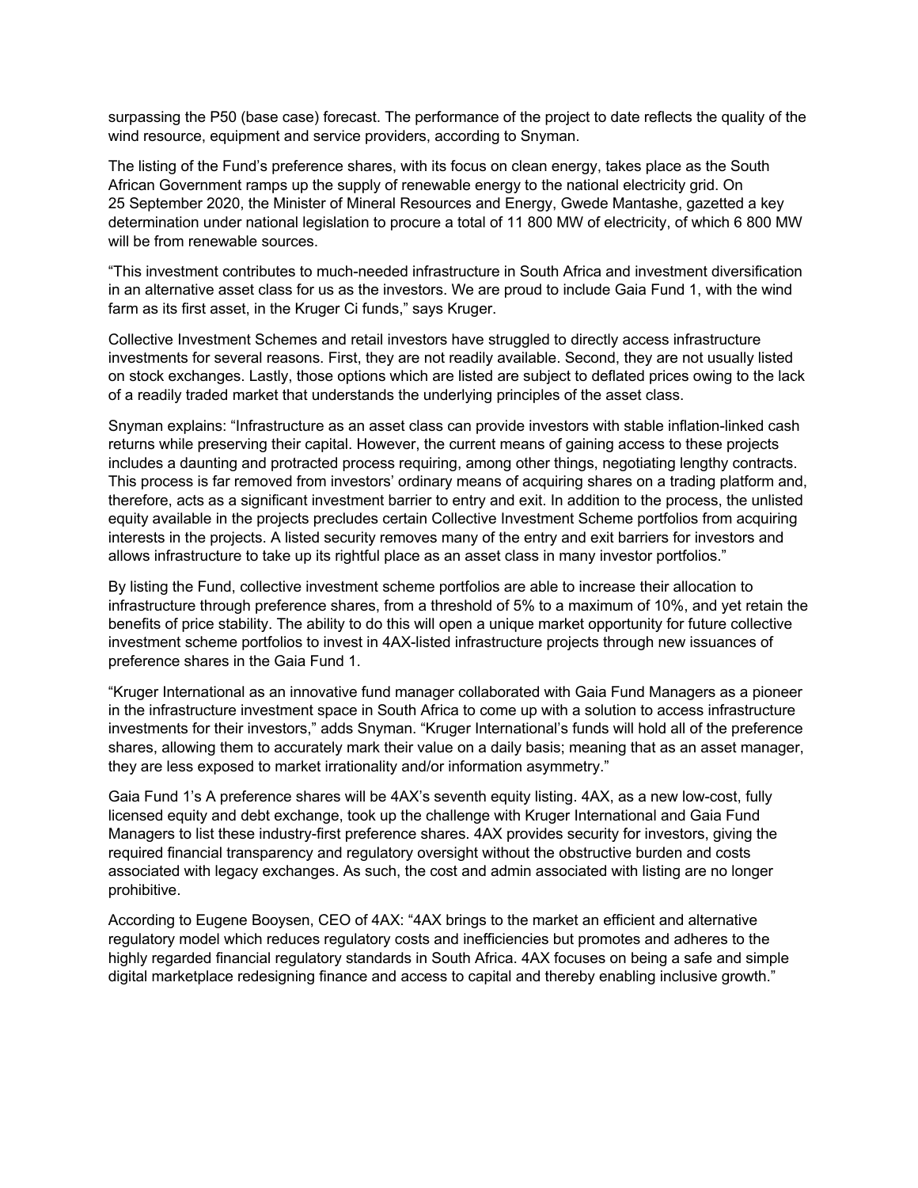surpassing the P50 (base case) forecast. The performance of the project to date reflects the quality of the wind resource, equipment and service providers, according to Snyman.

The listing of the Fund's preference shares, with its focus on clean energy, takes place as the South African Government ramps up the supply of renewable energy to the national electricity grid. On 25 September 2020, the Minister of Mineral Resources and Energy, Gwede Mantashe, gazetted a key determination under national legislation to procure a total of 11 800 MW of electricity, of which 6 800 MW will be from renewable sources.

"This investment contributes to much-needed infrastructure in South Africa and investment diversification in an alternative asset class for us as the investors. We are proud to include Gaia Fund 1, with the wind farm as its first asset, in the Kruger Ci funds," says Kruger.

Collective Investment Schemes and retail investors have struggled to directly access infrastructure investments for several reasons. First, they are not readily available. Second, they are not usually listed on stock exchanges. Lastly, those options which are listed are subject to deflated prices owing to the lack of a readily traded market that understands the underlying principles of the asset class.

Snyman explains: "Infrastructure as an asset class can provide investors with stable inflation-linked cash returns while preserving their capital. However, the current means of gaining access to these projects includes a daunting and protracted process requiring, among other things, negotiating lengthy contracts. This process is far removed from investors' ordinary means of acquiring shares on a trading platform and, therefore, acts as a significant investment barrier to entry and exit. In addition to the process, the unlisted equity available in the projects precludes certain Collective Investment Scheme portfolios from acquiring interests in the projects. A listed security removes many of the entry and exit barriers for investors and allows infrastructure to take up its rightful place as an asset class in many investor portfolios."

By listing the Fund, collective investment scheme portfolios are able to increase their allocation to infrastructure through preference shares, from a threshold of 5% to a maximum of 10%, and yet retain the benefits of price stability. The ability to do this will open a unique market opportunity for future collective investment scheme portfolios to invest in 4AX-listed infrastructure projects through new issuances of preference shares in the Gaia Fund 1.

"Kruger International as an innovative fund manager collaborated with Gaia Fund Managers as a pioneer in the infrastructure investment space in South Africa to come up with a solution to access infrastructure investments for their investors," adds Snyman. "Kruger International's funds will hold all of the preference shares, allowing them to accurately mark their value on a daily basis; meaning that as an asset manager, they are less exposed to market irrationality and/or information asymmetry."

Gaia Fund 1's A preference shares will be 4AX's seventh equity listing. 4AX, as a new low-cost, fully licensed equity and debt exchange, took up the challenge with Kruger International and Gaia Fund Managers to list these industry-first preference shares. 4AX provides security for investors, giving the required financial transparency and regulatory oversight without the obstructive burden and costs associated with legacy exchanges. As such, the cost and admin associated with listing are no longer prohibitive.

According to Eugene Booysen, CEO of 4AX: "4AX brings to the market an efficient and alternative regulatory model which reduces regulatory costs and inefficiencies but promotes and adheres to the highly regarded financial regulatory standards in South Africa. 4AX focuses on being a safe and simple digital marketplace redesigning finance and access to capital and thereby enabling inclusive growth."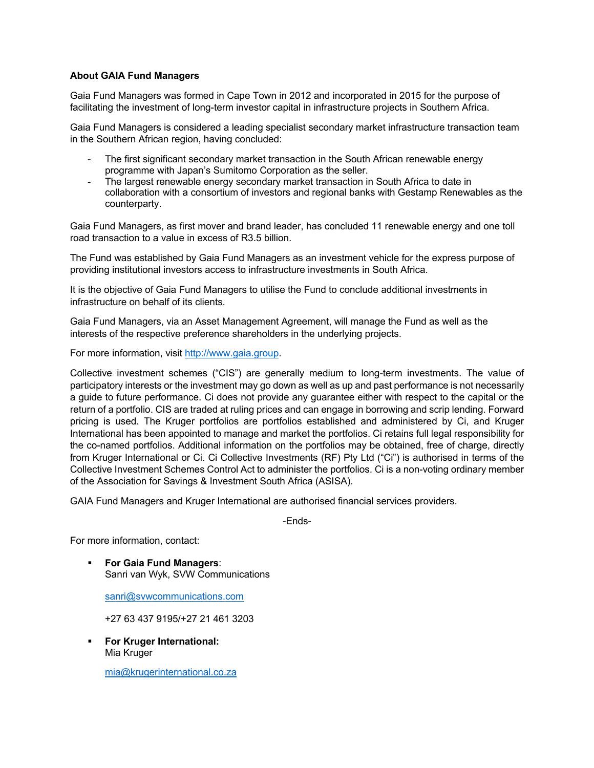**About GAIA Fund Managers**

Gaia Fund Managers was formed in Cape Town in 2012 and incorporated in 2015 for the purpose of facilitating the investment of long-term investor capital in infrastructure projects in Southern Africa.

Gaia Fund Managers is considered a leading specialist secondary market infrastructure transaction team in the Southern African region, having concluded:

- The first significant secondary market transaction in the South African renewable energy programme with Japan's Sumitomo Corporation as the seller.
- The largest renewable energy secondary market transaction in South Africa to date in collaboration with a consortium of investors and regional banks with Gestamp Renewables as the counterparty.

Gaia Fund Managers, as first mover and brand leader, has concluded 11 renewable energy and one toll road transaction to a value in excess of R3.5 billion.

The Fund was established by Gaia Fund Managers as an investment vehicle for the express purpose of providing institutional investors access to infrastructure investments in South Africa.

It is the objective of Gaia Fund Managers to utilise the Fund to conclude additional investments in infrastructure on behalf of its clients.

Gaia Fund Managers, via an Asset Management Agreement, will manage the Fund as well as the interests of the respective preference shareholders in the underlying projects.

For more information, visit http://www.gaia.group.

Collective investment schemes ("CIS") are generally medium to long-term investments. The value of participatory interests or the investment may go down as well as up and past performance is not necessarily a guide to future performance. Ci does not provide any guarantee either with respect to the capital or the return of a portfolio. CIS are traded at ruling prices and can engage in borrowing and scrip lending. Forward pricing is used. The Kruger portfolios are portfolios established and administered by Ci, and Kruger International has been appointed to manage and market the portfolios. Ci retains full legal responsibility for the co-named portfolios. Additional information on the portfolios may be obtained, free of charge, directly from Kruger International or Ci. Ci Collective Investments (RF) Pty Ltd ("Ci") is authorised in terms of the Collective Investment Schemes Control Act to administer the portfolios. Ci is a non-voting ordinary member of the Association for Savings & Investment South Africa (ASISA).

GAIA Fund Managers and Kruger International are authorised financial services providers.

-Ends-

For more information, contact:

- **For Gaia Fund Managers**:
  Sanri van Wyk, SVW Communications

  sanri@svwcommunications.com

  +27 63 437 9195/+27 21 461 3203

- **For Kruger International:**
  Mia Kruger

  mia@krugerinternational.co.za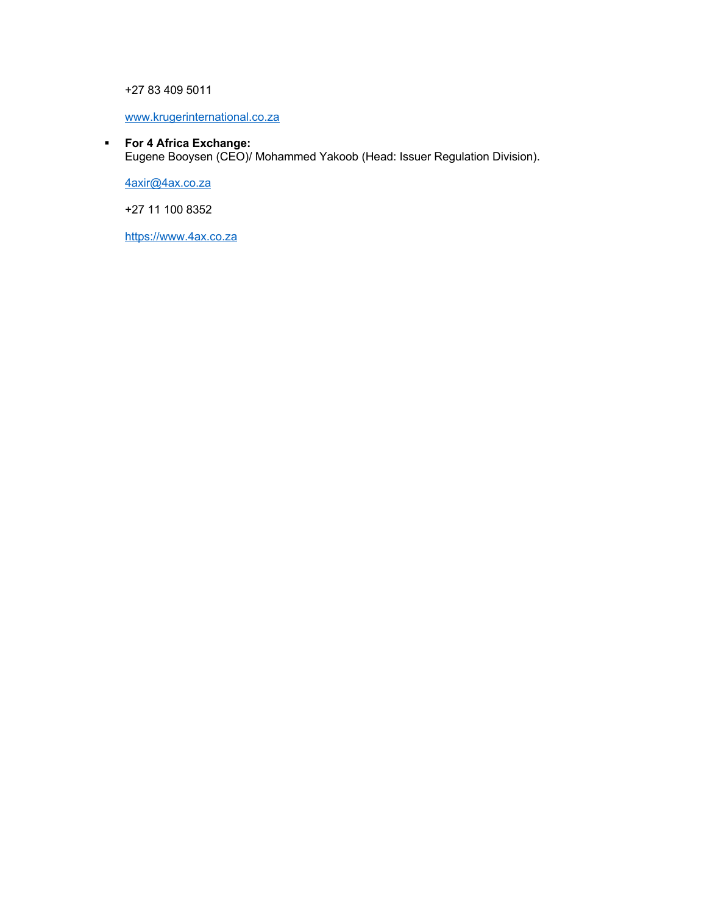+27 83 409 5011

www.krugerinternational.co.za

- **For 4 Africa Exchange:**
  Eugene Booysen (CEO)/ Mohammed Yakoob (Head: Issuer Regulation Division).

  4axir@4ax.co.za

  +27 11 100 8352

  https://www.4ax.co.za